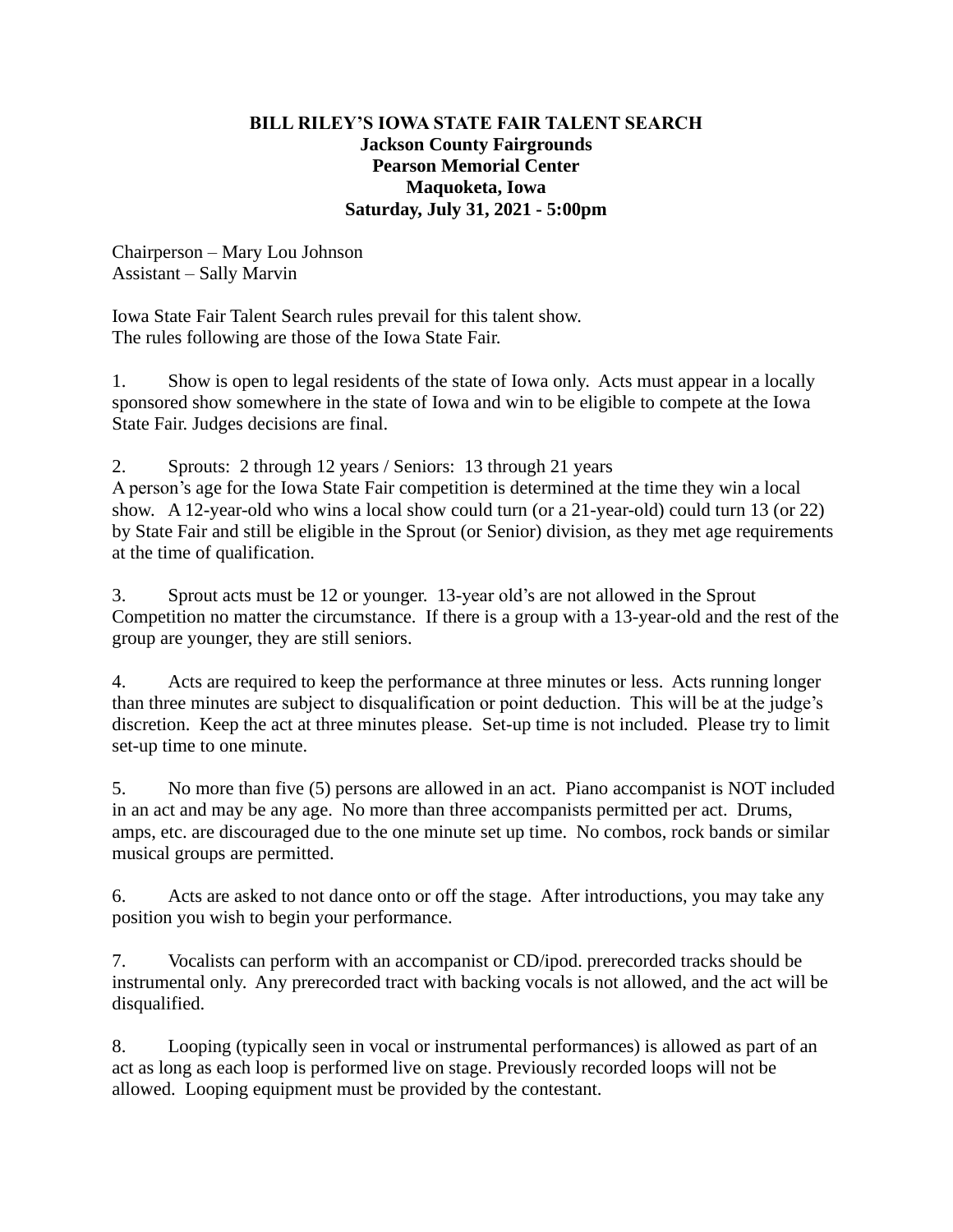**BILL RILEY'S IOWA STATE FAIR TALENT SEARCH**
**Jackson County Fairgrounds**
**Pearson Memorial Center**
**Maquoketa, Iowa**
**Saturday, July 31, 2021 - 5:00pm**

Chairperson – Mary Lou Johnson
Assistant – Sally Marvin

Iowa State Fair Talent Search rules prevail for this talent show.
The rules following are those of the Iowa State Fair.

1. Show is open to legal residents of the state of Iowa only. Acts must appear in a locally sponsored show somewhere in the state of Iowa and win to be eligible to compete at the Iowa State Fair. Judges decisions are final.

2. Sprouts: 2 through 12 years / Seniors: 13 through 21 years
A person's age for the Iowa State Fair competition is determined at the time they win a local show. A 12-year-old who wins a local show could turn (or a 21-year-old) could turn 13 (or 22) by State Fair and still be eligible in the Sprout (or Senior) division, as they met age requirements at the time of qualification.

3. Sprout acts must be 12 or younger. 13-year old's are not allowed in the Sprout Competition no matter the circumstance. If there is a group with a 13-year-old and the rest of the group are younger, they are still seniors.

4. Acts are required to keep the performance at three minutes or less. Acts running longer than three minutes are subject to disqualification or point deduction. This will be at the judge's discretion. Keep the act at three minutes please. Set-up time is not included. Please try to limit set-up time to one minute.

5. No more than five (5) persons are allowed in an act. Piano accompanist is NOT included in an act and may be any age. No more than three accompanists permitted per act. Drums, amps, etc. are discouraged due to the one minute set up time. No combos, rock bands or similar musical groups are permitted.

6. Acts are asked to not dance onto or off the stage. After introductions, you may take any position you wish to begin your performance.

7. Vocalists can perform with an accompanist or CD/ipod. prerecorded tracks should be instrumental only. Any prerecorded tract with backing vocals is not allowed, and the act will be disqualified.

8. Looping (typically seen in vocal or instrumental performances) is allowed as part of an act as long as each loop is performed live on stage. Previously recorded loops will not be allowed. Looping equipment must be provided by the contestant.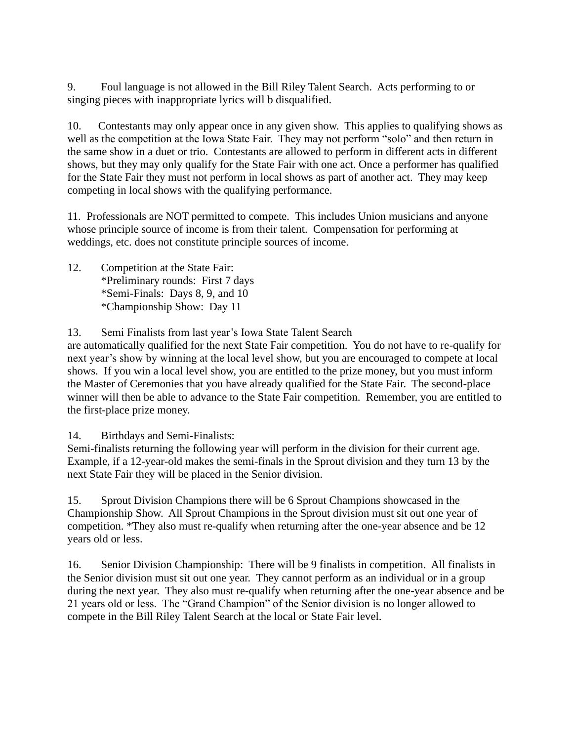9. Foul language is not allowed in the Bill Riley Talent Search. Acts performing to or singing pieces with inappropriate lyrics will b disqualified.

10. Contestants may only appear once in any given show. This applies to qualifying shows as well as the competition at the Iowa State Fair. They may not perform "solo" and then return in the same show in a duet or trio. Contestants are allowed to perform in different acts in different shows, but they may only qualify for the State Fair with one act. Once a performer has qualified for the State Fair they must not perform in local shows as part of another act. They may keep competing in local shows with the qualifying performance.

11. Professionals are NOT permitted to compete. This includes Union musicians and anyone whose principle source of income is from their talent. Compensation for performing at weddings, etc. does not constitute principle sources of income.

12. Competition at the State Fair:
    *Preliminary rounds: First 7 days
    *Semi-Finals: Days 8, 9, and 10
    *Championship Show: Day 11

13. Semi Finalists from last year's Iowa State Talent Search are automatically qualified for the next State Fair competition. You do not have to re-qualify for next year's show by winning at the local level show, but you are encouraged to compete at local shows. If you win a local level show, you are entitled to the prize money, but you must inform the Master of Ceremonies that you have already qualified for the State Fair. The second-place winner will then be able to advance to the State Fair competition. Remember, you are entitled to the first-place prize money.

14. Birthdays and Semi-Finalists:
Semi-finalists returning the following year will perform in the division for their current age. Example, if a 12-year-old makes the semi-finals in the Sprout division and they turn 13 by the next State Fair they will be placed in the Senior division.

15. Sprout Division Champions there will be 6 Sprout Champions showcased in the Championship Show. All Sprout Champions in the Sprout division must sit out one year of competition. *They also must re-qualify when returning after the one-year absence and be 12 years old or less.

16. Senior Division Championship: There will be 9 finalists in competition. All finalists in the Senior division must sit out one year. They cannot perform as an individual or in a group during the next year. They also must re-qualify when returning after the one-year absence and be 21 years old or less. The "Grand Champion" of the Senior division is no longer allowed to compete in the Bill Riley Talent Search at the local or State Fair level.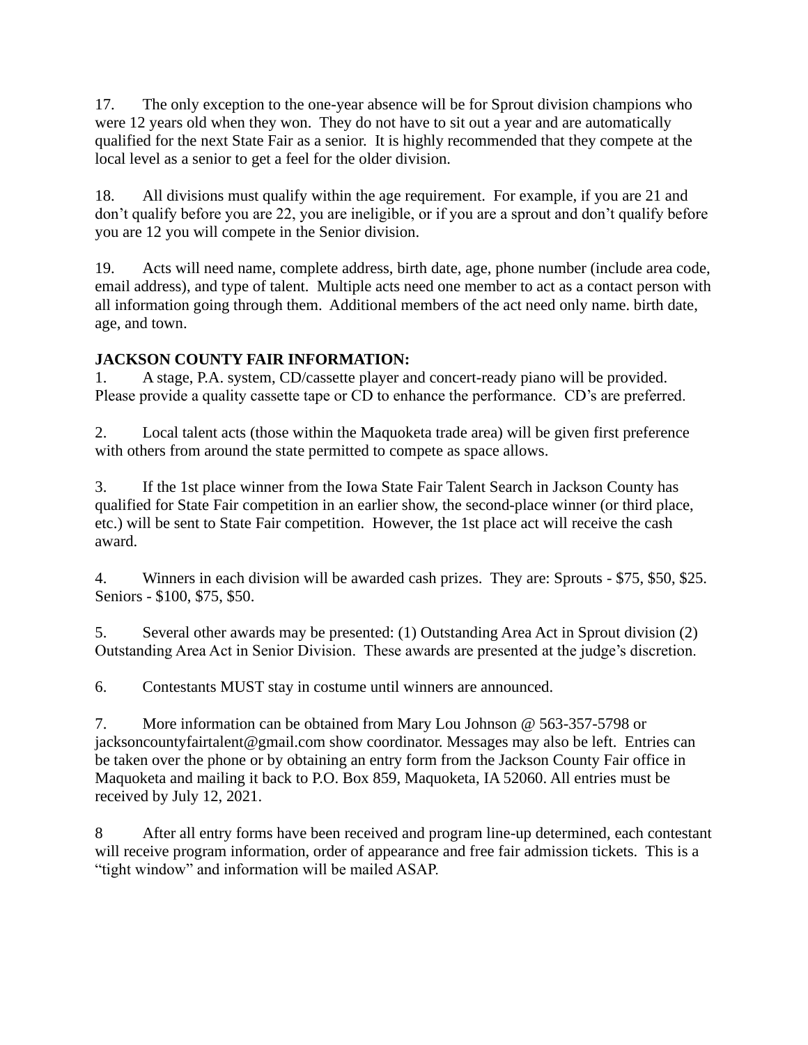17. The only exception to the one-year absence will be for Sprout division champions who were 12 years old when they won. They do not have to sit out a year and are automatically qualified for the next State Fair as a senior. It is highly recommended that they compete at the local level as a senior to get a feel for the older division.

18. All divisions must qualify within the age requirement. For example, if you are 21 and don't qualify before you are 22, you are ineligible, or if you are a sprout and don't qualify before you are 12 you will compete in the Senior division.

19. Acts will need name, complete address, birth date, age, phone number (include area code, email address), and type of talent. Multiple acts need one member to act as a contact person with all information going through them. Additional members of the act need only name. birth date, age, and town.

**JACKSON COUNTY FAIR INFORMATION:**

1. A stage, P.A. system, CD/cassette player and concert-ready piano will be provided. Please provide a quality cassette tape or CD to enhance the performance. CD's are preferred.

2. Local talent acts (those within the Maquoketa trade area) will be given first preference with others from around the state permitted to compete as space allows.

3. If the 1st place winner from the Iowa State Fair Talent Search in Jackson County has qualified for State Fair competition in an earlier show, the second-place winner (or third place, etc.) will be sent to State Fair competition. However, the 1st place act will receive the cash award.

4. Winners in each division will be awarded cash prizes. They are: Sprouts - $75, $50, $25. Seniors - $100, $75, $50.

5. Several other awards may be presented: (1) Outstanding Area Act in Sprout division (2) Outstanding Area Act in Senior Division. These awards are presented at the judge's discretion.

6. Contestants MUST stay in costume until winners are announced.

7. More information can be obtained from Mary Lou Johnson @ 563-357-5798 or jacksoncountyfairtalent@gmail.com show coordinator. Messages may also be left. Entries can be taken over the phone or by obtaining an entry form from the Jackson County Fair office in Maquoketa and mailing it back to P.O. Box 859, Maquoketa, IA 52060. All entries must be received by July 12, 2021.

8 After all entry forms have been received and program line-up determined, each contestant will receive program information, order of appearance and free fair admission tickets. This is a "tight window" and information will be mailed ASAP.